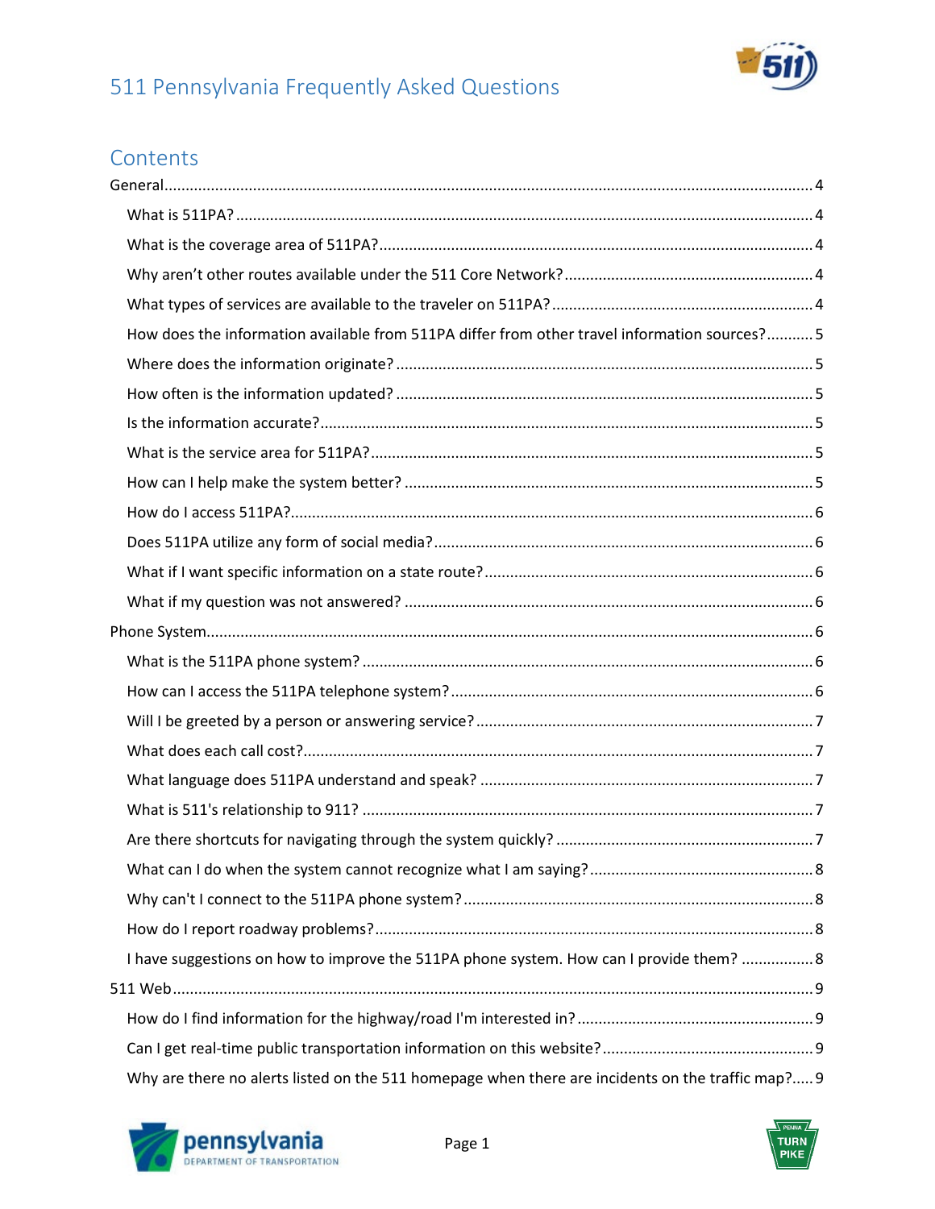# 511 Pennsylvania Frequently Asked Questions

## Contents

General ..... 4
- What is 511PA? ..... 4
- What is the coverage area of 511PA? ..... 4
- Why aren't other routes available under the 511 Core Network? ..... 4
- What types of services are available to the traveler on 511PA? ..... 4
- How does the information available from 511PA differ from other travel information sources? ..... 5
- Where does the information originate? ..... 5
- How often is the information updated? ..... 5
- Is the information accurate? ..... 5
- What is the service area for 511PA? ..... 5
- How can I help make the system better? ..... 5
- How do I access 511PA? ..... 6
- Does 511PA utilize any form of social media? ..... 6
- What if I want specific information on a state route? ..... 6
- What if my question was not answered? ..... 6

Phone System ..... 6
- What is the 511PA phone system? ..... 6
- How can I access the 511PA telephone system? ..... 6
- Will I be greeted by a person or answering service? ..... 7
- What does each call cost? ..... 7
- What language does 511PA understand and speak? ..... 7
- What is 511's relationship to 911? ..... 7
- Are there shortcuts for navigating through the system quickly? ..... 7
- What can I do when the system cannot recognize what I am saying? ..... 8
- Why can't I connect to the 511PA phone system? ..... 8
- How do I report roadway problems? ..... 8
- I have suggestions on how to improve the 511PA phone system. How can I provide them? ..... 8

511 Web ..... 9
- How do I find information for the highway/road I'm interested in? ..... 9
- Can I get real-time public transportation information on this website? ..... 9
- Why are there no alerts listed on the 511 homepage when there are incidents on the traffic map? ..... 9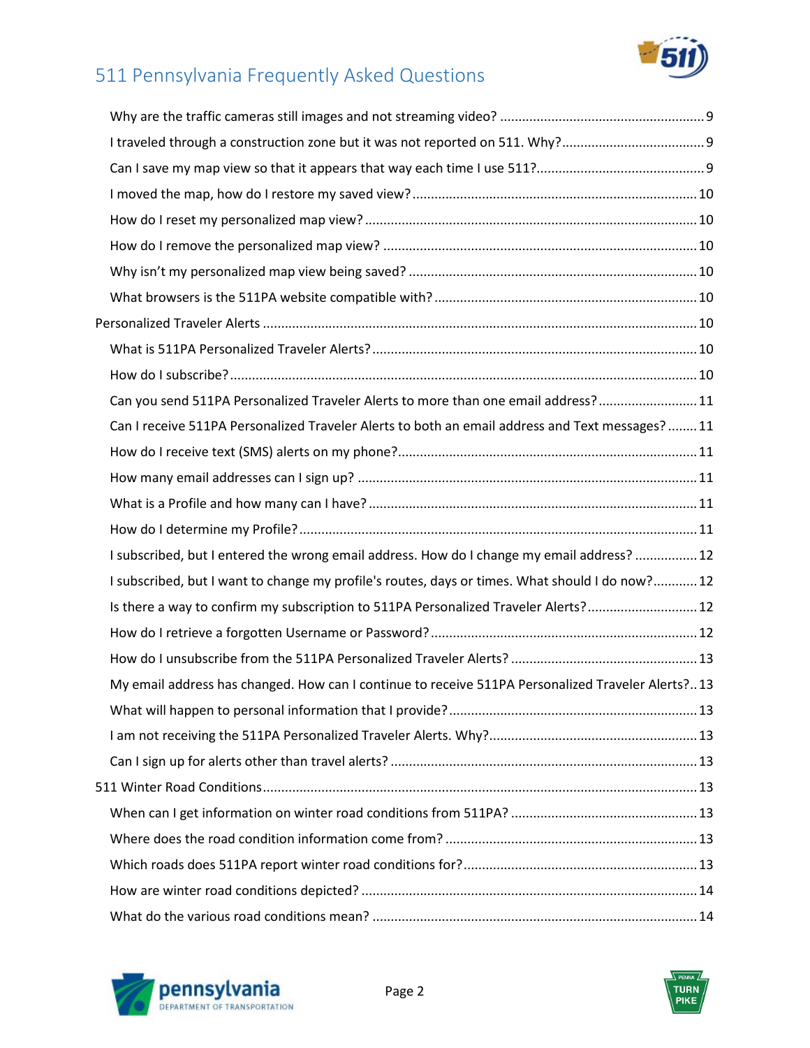- Why are the traffic cameras still images and not streaming video? ....... 9
- I traveled through a construction zone but it was not reported on 511. Why? ....... 9
- Can I save my map view so that it appears that way each time I use 511? ....... 9
- I moved the map, how do I restore my saved view? ....... 10
- How do I reset my personalized map view? ....... 10
- How do I remove the personalized map view? ....... 10
- Why isn't my personalized map view being saved? ....... 10
- What browsers is the 511PA website compatible with? ....... 10

Personalized Traveler Alerts ....... 10

- What is 511PA Personalized Traveler Alerts? ....... 10
- How do I subscribe? ....... 10
- Can you send 511PA Personalized Traveler Alerts to more than one email address? ....... 11
- Can I receive 511PA Personalized Traveler Alerts to both an email address and Text messages? ....... 11
- How do I receive text (SMS) alerts on my phone? ....... 11
- How many email addresses can I sign up? ....... 11
- What is a Profile and how many can I have? ....... 11
- How do I determine my Profile? ....... 11
- I subscribed, but I entered the wrong email address. How do I change my email address? ....... 12
- I subscribed, but I want to change my profile's routes, days or times. What should I do now? ....... 12
- Is there a way to confirm my subscription to 511PA Personalized Traveler Alerts? ....... 12
- How do I retrieve a forgotten Username or Password? ....... 12
- How do I unsubscribe from the 511PA Personalized Traveler Alerts? ....... 13
- My email address has changed. How can I continue to receive 511PA Personalized Traveler Alerts? ....... 13
- What will happen to personal information that I provide? ....... 13
- I am not receiving the 511PA Personalized Traveler Alerts. Why? ....... 13
- Can I sign up for alerts other than travel alerts? ....... 13

511 Winter Road Conditions ....... 13

- When can I get information on winter road conditions from 511PA? ....... 13
- Where does the road condition information come from? ....... 13
- Which roads does 511PA report winter road conditions for? ....... 13
- How are winter road conditions depicted? ....... 14
- What do the various road conditions mean? ....... 14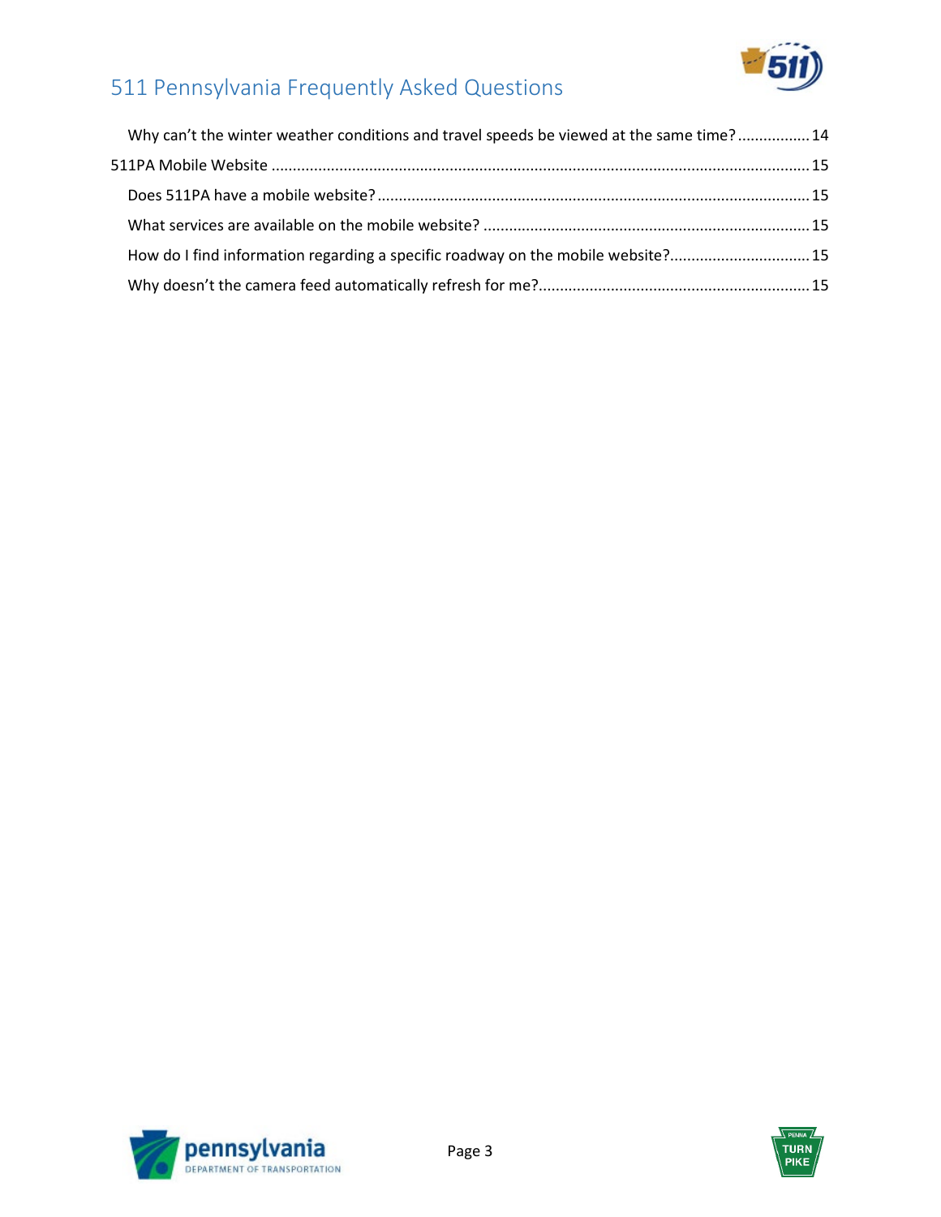Why can't the winter weather conditions and travel speeds be viewed at the same time? ................. 14

511PA Mobile Website ............................................................................................................. 15

Does 511PA have a mobile website? ..................................................................................... 15

What services are available on the mobile website? ............................................................ 15

How do I find information regarding a specific roadway on the mobile website? ................................ 15

Why doesn't the camera feed automatically refresh for me? ............................................................... 15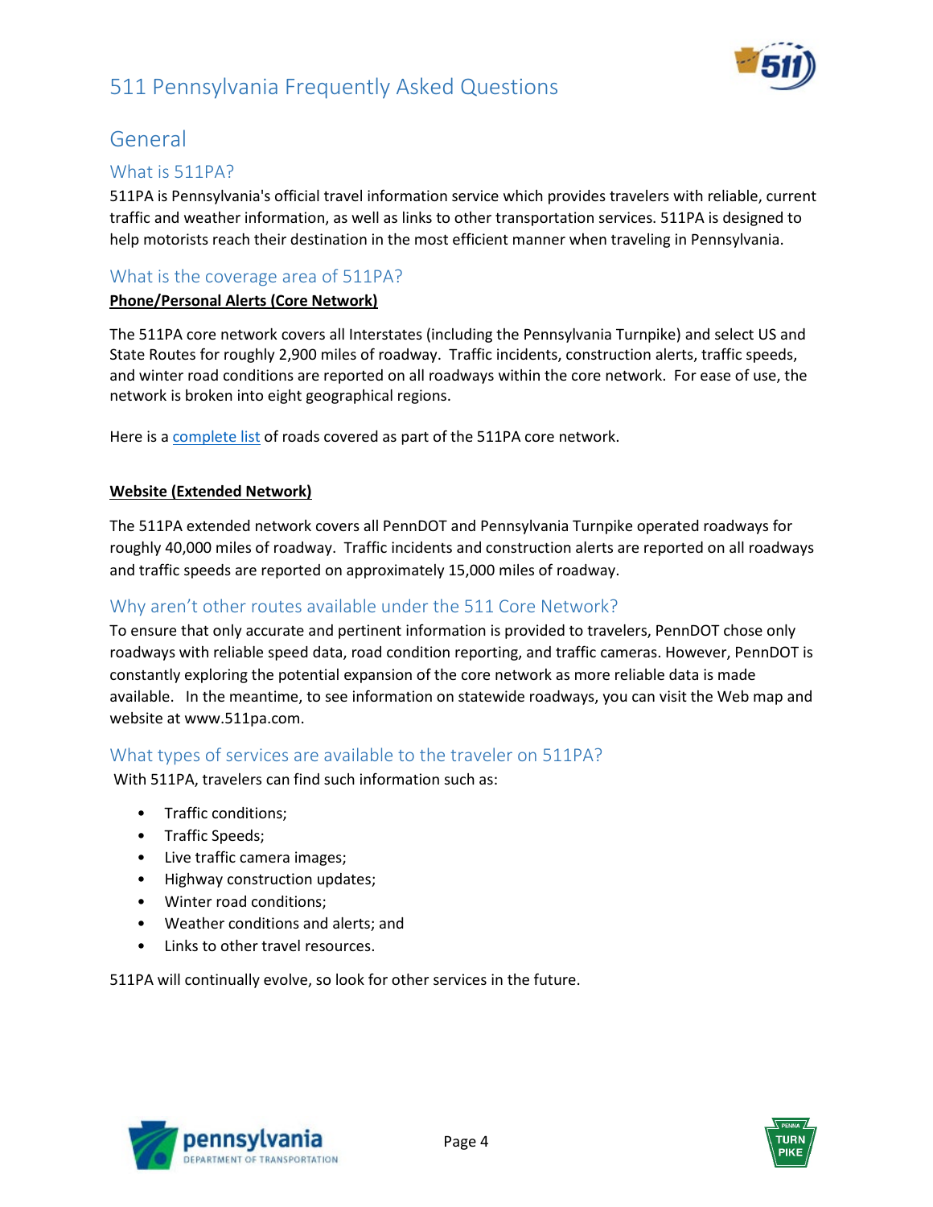# General

## What is 511PA?

511PA is Pennsylvania's official travel information service which provides travelers with reliable, current traffic and weather information, as well as links to other transportation services. 511PA is designed to help motorists reach their destination in the most efficient manner when traveling in Pennsylvania.

## What is the coverage area of 511PA?

**Phone/Personal Alerts (Core Network)**

The 511PA core network covers all Interstates (including the Pennsylvania Turnpike) and select US and State Routes for roughly 2,900 miles of roadway. Traffic incidents, construction alerts, traffic speeds, and winter road conditions are reported on all roadways within the core network. For ease of use, the network is broken into eight geographical regions.

Here is a complete list of roads covered as part of the 511PA core network.

**Website (Extended Network)**

The 511PA extended network covers all PennDOT and Pennsylvania Turnpike operated roadways for roughly 40,000 miles of roadway. Traffic incidents and construction alerts are reported on all roadways and traffic speeds are reported on approximately 15,000 miles of roadway.

## Why aren't other routes available under the 511 Core Network?

To ensure that only accurate and pertinent information is provided to travelers, PennDOT chose only roadways with reliable speed data, road condition reporting, and traffic cameras. However, PennDOT is constantly exploring the potential expansion of the core network as more reliable data is made available. In the meantime, to see information on statewide roadways, you can visit the Web map and website at www.511pa.com.

## What types of services are available to the traveler on 511PA?

With 511PA, travelers can find such information such as:

- Traffic conditions;
- Traffic Speeds;
- Live traffic camera images;
- Highway construction updates;
- Winter road conditions;
- Weather conditions and alerts; and
- Links to other travel resources.

511PA will continually evolve, so look for other services in the future.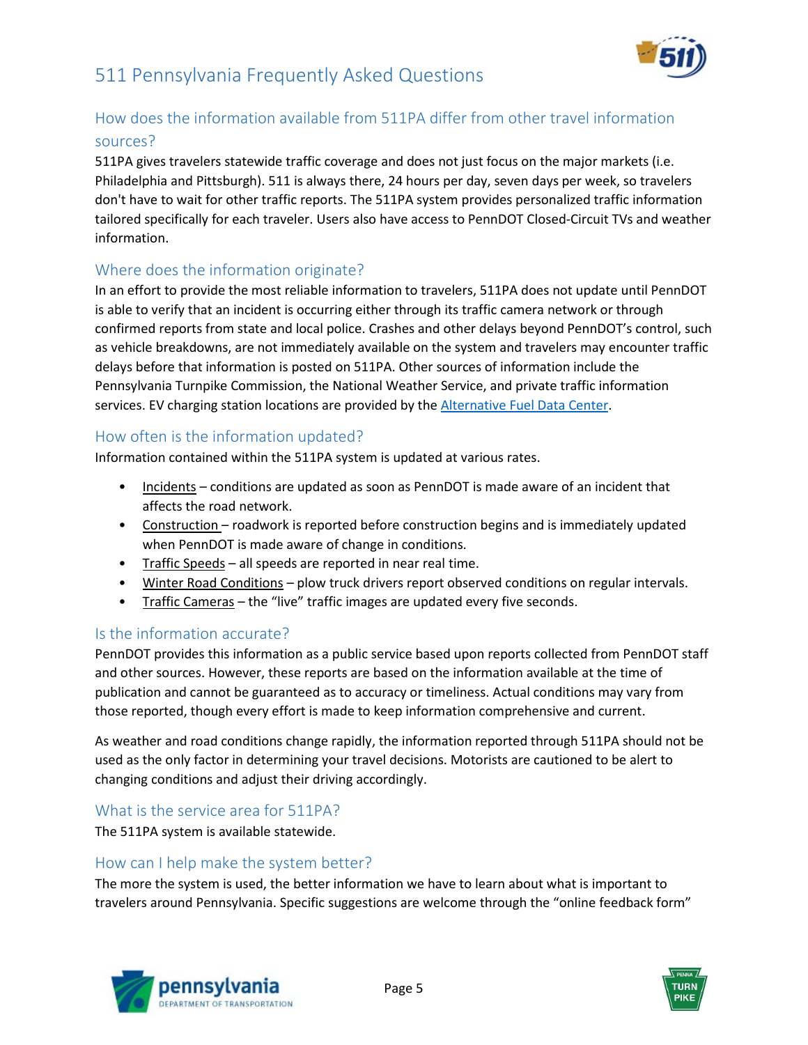## How does the information available from 511PA differ from other travel information sources?

511PA gives travelers statewide traffic coverage and does not just focus on the major markets (i.e. Philadelphia and Pittsburgh). 511 is always there, 24 hours per day, seven days per week, so travelers don't have to wait for other traffic reports. The 511PA system provides personalized traffic information tailored specifically for each traveler. Users also have access to PennDOT Closed-Circuit TVs and weather information.

## Where does the information originate?

In an effort to provide the most reliable information to travelers, 511PA does not update until PennDOT is able to verify that an incident is occurring either through its traffic camera network or through confirmed reports from state and local police. Crashes and other delays beyond PennDOT's control, such as vehicle breakdowns, are not immediately available on the system and travelers may encounter traffic delays before that information is posted on 511PA. Other sources of information include the Pennsylvania Turnpike Commission, the National Weather Service, and private traffic information services. EV charging station locations are provided by the Alternative Fuel Data Center.

## How often is the information updated?

Information contained within the 511PA system is updated at various rates.

- Incidents – conditions are updated as soon as PennDOT is made aware of an incident that affects the road network.
- Construction – roadwork is reported before construction begins and is immediately updated when PennDOT is made aware of change in conditions.
- Traffic Speeds – all speeds are reported in near real time.
- Winter Road Conditions – plow truck drivers report observed conditions on regular intervals.
- Traffic Cameras – the "live" traffic images are updated every five seconds.

## Is the information accurate?

PennDOT provides this information as a public service based upon reports collected from PennDOT staff and other sources. However, these reports are based on the information available at the time of publication and cannot be guaranteed as to accuracy or timeliness. Actual conditions may vary from those reported, though every effort is made to keep information comprehensive and current.

As weather and road conditions change rapidly, the information reported through 511PA should not be used as the only factor in determining your travel decisions. Motorists are cautioned to be alert to changing conditions and adjust their driving accordingly.

## What is the service area for 511PA?

The 511PA system is available statewide.

## How can I help make the system better?

The more the system is used, the better information we have to learn about what is important to travelers around Pennsylvania. Specific suggestions are welcome through the "online feedback form"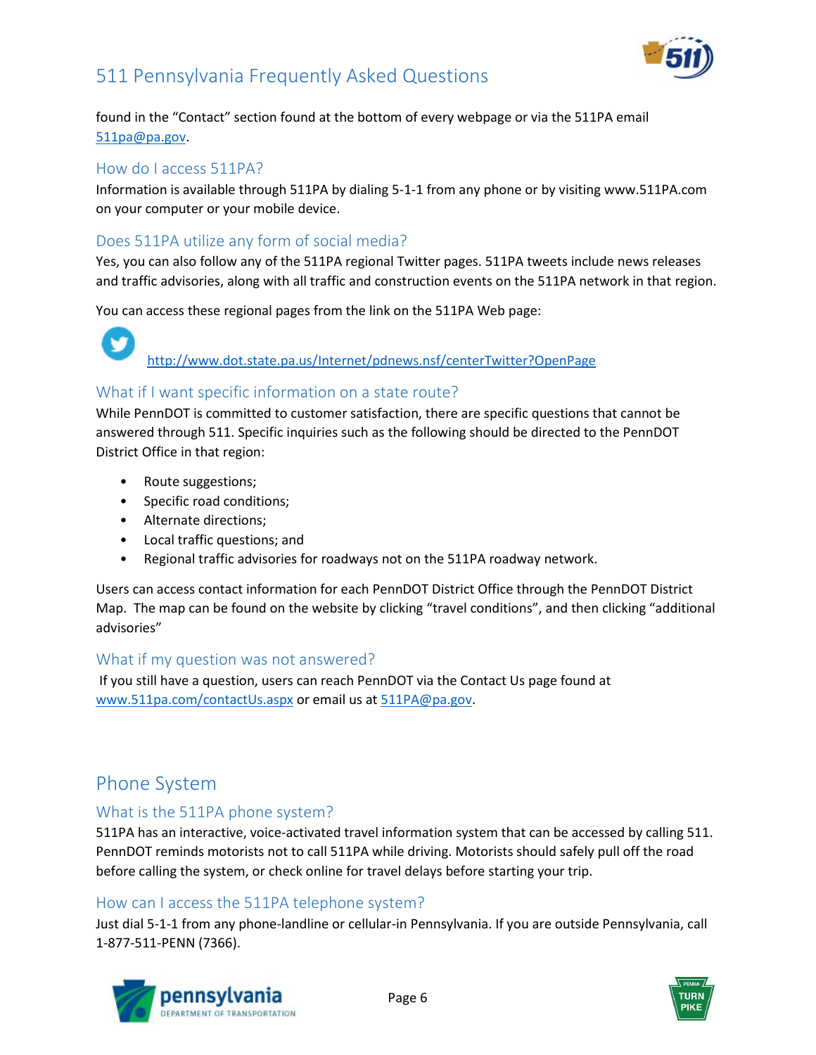found in the "Contact" section found at the bottom of every webpage or via the 511PA email 511pa@pa.gov.

### How do I access 511PA?

Information is available through 511PA by dialing 5-1-1 from any phone or by visiting www.511PA.com on your computer or your mobile device.

### Does 511PA utilize any form of social media?

Yes, you can also follow any of the 511PA regional Twitter pages. 511PA tweets include news releases and traffic advisories, along with all traffic and construction events on the 511PA network in that region.

You can access these regional pages from the link on the 511PA Web page:

http://www.dot.state.pa.us/Internet/pdnews.nsf/centerTwitter?OpenPage

### What if I want specific information on a state route?

While PennDOT is committed to customer satisfaction, there are specific questions that cannot be answered through 511. Specific inquiries such as the following should be directed to the PennDOT District Office in that region:

- Route suggestions;
- Specific road conditions;
- Alternate directions;
- Local traffic questions; and
- Regional traffic advisories for roadways not on the 511PA roadway network.

Users can access contact information for each PennDOT District Office through the PennDOT District Map. The map can be found on the website by clicking "travel conditions", and then clicking "additional advisories"

### What if my question was not answered?

If you still have a question, users can reach PennDOT via the Contact Us page found at www.511pa.com/contactUs.aspx or email us at 511PA@pa.gov.

## Phone System

### What is the 511PA phone system?

511PA has an interactive, voice-activated travel information system that can be accessed by calling 511. PennDOT reminds motorists not to call 511PA while driving. Motorists should safely pull off the road before calling the system, or check online for travel delays before starting your trip.

### How can I access the 511PA telephone system?

Just dial 5-1-1 from any phone-landline or cellular-in Pennsylvania. If you are outside Pennsylvania, call 1-877-511-PENN (7366).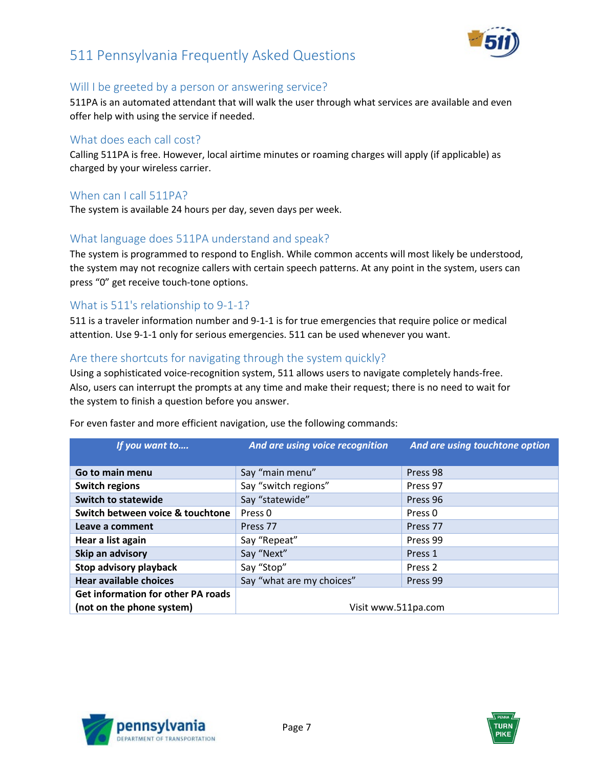# 511 Pennsylvania Frequently Asked Questions

## Will I be greeted by a person or answering service?

511PA is an automated attendant that will walk the user through what services are available and even offer help with using the service if needed.

## What does each call cost?

Calling 511PA is free. However, local airtime minutes or roaming charges will apply (if applicable) as charged by your wireless carrier.

## When can I call 511PA?

The system is available 24 hours per day, seven days per week.

## What language does 511PA understand and speak?

The system is programmed to respond to English. While common accents will most likely be understood, the system may not recognize callers with certain speech patterns. At any point in the system, users can press "0" get receive touch-tone options.

## What is 511's relationship to 9-1-1?

511 is a traveler information number and 9-1-1 is for true emergencies that require police or medical attention. Use 9-1-1 only for serious emergencies. 511 can be used whenever you want.

## Are there shortcuts for navigating through the system quickly?

Using a sophisticated voice-recognition system, 511 allows users to navigate completely hands-free. Also, users can interrupt the prompts at any time and make their request; there is no need to wait for the system to finish a question before you answer.

For even faster and more efficient navigation, use the following commands:

| *If you want to….* | *And are using voice recognition* | *And are using touchtone option* |
|---|---|---|
| **Go to main menu** | Say "main menu" | Press 98 |
| **Switch regions** | Say "switch regions" | Press 97 |
| **Switch to statewide** | Say "statewide" | Press 96 |
| **Switch between voice & touchtone** | Press 0 | Press 0 |
| **Leave a comment** | Press 77 | Press 77 |
| **Hear a list again** | Say "Repeat" | Press 99 |
| **Skip an advisory** | Say "Next" | Press 1 |
| **Stop advisory playback** | Say "Stop" | Press 2 |
| **Hear available choices** | Say "what are my choices" | Press 99 |
| **Get information for other PA roads (not on the phone system)** | Visit www.511pa.com | |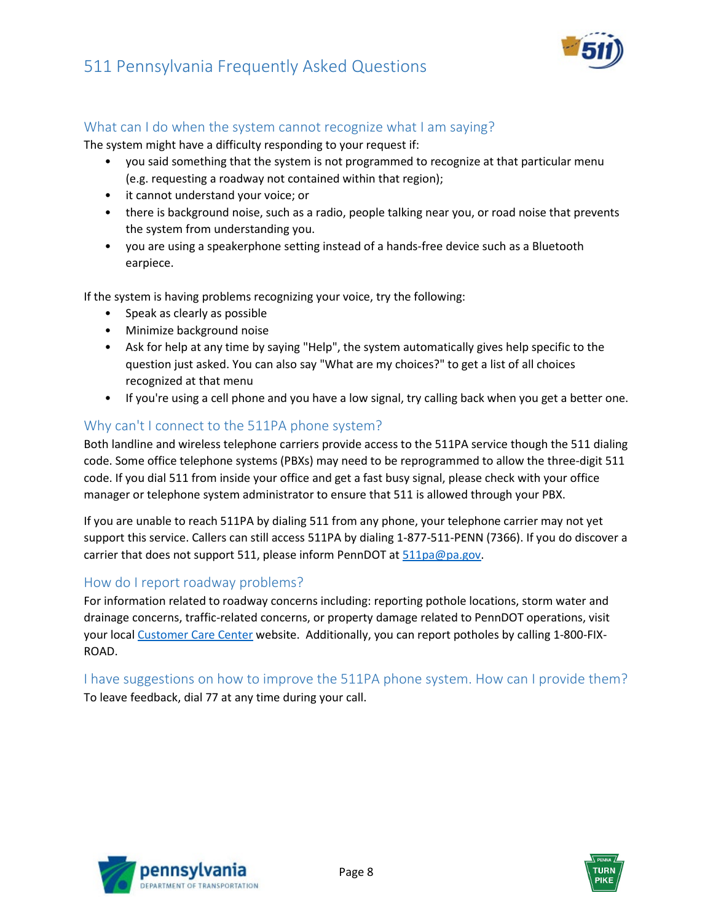## What can I do when the system cannot recognize what I am saying?

The system might have a difficulty responding to your request if:

- you said something that the system is not programmed to recognize at that particular menu (e.g. requesting a roadway not contained within that region);
- it cannot understand your voice; or
- there is background noise, such as a radio, people talking near you, or road noise that prevents the system from understanding you.
- you are using a speakerphone setting instead of a hands-free device such as a Bluetooth earpiece.

If the system is having problems recognizing your voice, try the following:

- Speak as clearly as possible
- Minimize background noise
- Ask for help at any time by saying "Help", the system automatically gives help specific to the question just asked. You can also say "What are my choices?" to get a list of all choices recognized at that menu
- If you're using a cell phone and you have a low signal, try calling back when you get a better one.

## Why can't I connect to the 511PA phone system?

Both landline and wireless telephone carriers provide access to the 511PA service though the 511 dialing code. Some office telephone systems (PBXs) may need to be reprogrammed to allow the three-digit 511 code. If you dial 511 from inside your office and get a fast busy signal, please check with your office manager or telephone system administrator to ensure that 511 is allowed through your PBX.

If you are unable to reach 511PA by dialing 511 from any phone, your telephone carrier may not yet support this service. Callers can still access 511PA by dialing 1-877-511-PENN (7366). If you do discover a carrier that does not support 511, please inform PennDOT at 511pa@pa.gov.

## How do I report roadway problems?

For information related to roadway concerns including: reporting pothole locations, storm water and drainage concerns, traffic-related concerns, or property damage related to PennDOT operations, visit your local Customer Care Center website. Additionally, you can report potholes by calling 1-800-FIX-ROAD.

## I have suggestions on how to improve the 511PA phone system. How can I provide them?

To leave feedback, dial 77 at any time during your call.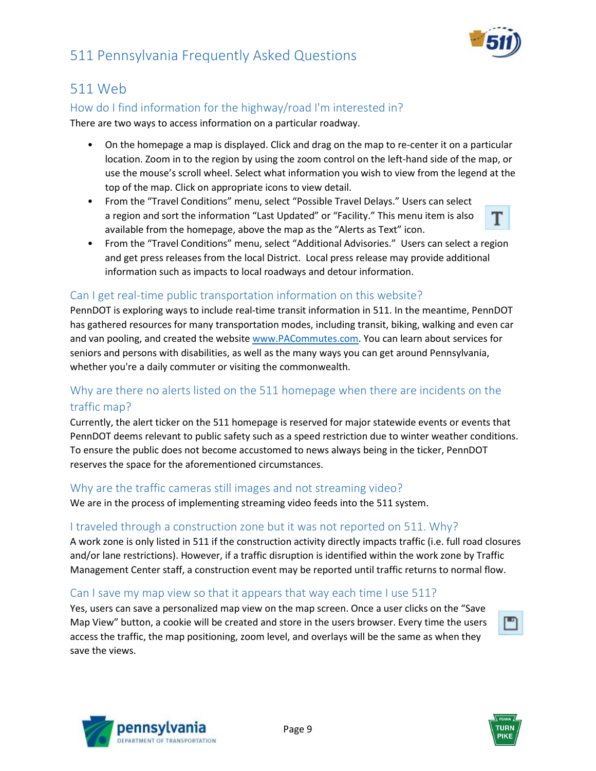## 511 Web

### How do I find information for the highway/road I'm interested in?

There are two ways to access information on a particular roadway.

- On the homepage a map is displayed. Click and drag on the map to re-center it on a particular location. Zoom in to the region by using the zoom control on the left-hand side of the map, or use the mouse's scroll wheel. Select what information you wish to view from the legend at the top of the map. Click on appropriate icons to view detail.
- From the "Travel Conditions" menu, select "Possible Travel Delays." Users can select a region and sort the information "Last Updated" or "Facility." This menu item is also available from the homepage, above the map as the "Alerts as Text" icon.
- From the "Travel Conditions" menu, select "Additional Advisories." Users can select a region and get press releases from the local District. Local press release may provide additional information such as impacts to local roadways and detour information.

### Can I get real-time public transportation information on this website?

PennDOT is exploring ways to include real-time transit information in 511. In the meantime, PennDOT has gathered resources for many transportation modes, including transit, biking, walking and even car and van pooling, and created the website [www.PACommutes.com](http://www.PACommutes.com). You can learn about services for seniors and persons with disabilities, as well as the many ways you can get around Pennsylvania, whether you're a daily commuter or visiting the commonwealth.

### Why are there no alerts listed on the 511 homepage when there are incidents on the traffic map?

Currently, the alert ticker on the 511 homepage is reserved for major statewide events or events that PennDOT deems relevant to public safety such as a speed restriction due to winter weather conditions. To ensure the public does not become accustomed to news always being in the ticker, PennDOT reserves the space for the aforementioned circumstances.

### Why are the traffic cameras still images and not streaming video?

We are in the process of implementing streaming video feeds into the 511 system.

### I traveled through a construction zone but it was not reported on 511. Why?

A work zone is only listed in 511 if the construction activity directly impacts traffic (i.e. full road closures and/or lane restrictions). However, if a traffic disruption is identified within the work zone by Traffic Management Center staff, a construction event may be reported until traffic returns to normal flow.

### Can I save my map view so that it appears that way each time I use 511?

Yes, users can save a personalized map view on the map screen. Once a user clicks on the "Save Map View" button, a cookie will be created and store in the users browser. Every time the users access the traffic, the map positioning, zoom level, and overlays will be the same as when they save the views.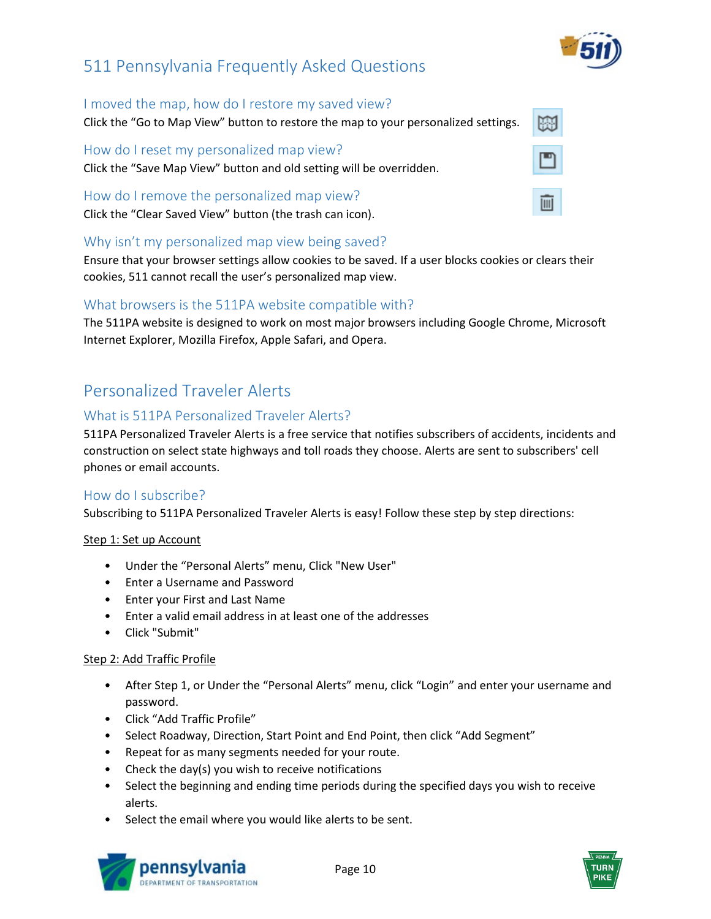# 511 Pennsylvania Frequently Asked Questions

### I moved the map, how do I restore my saved view?

Click the "Go to Map View" button to restore the map to your personalized settings.

### How do I reset my personalized map view?

Click the "Save Map View" button and old setting will be overridden.

### How do I remove the personalized map view?

Click the "Clear Saved View" button (the trash can icon).

### Why isn't my personalized map view being saved?

Ensure that your browser settings allow cookies to be saved. If a user blocks cookies or clears their cookies, 511 cannot recall the user's personalized map view.

### What browsers is the 511PA website compatible with?

The 511PA website is designed to work on most major browsers including Google Chrome, Microsoft Internet Explorer, Mozilla Firefox, Apple Safari, and Opera.

## Personalized Traveler Alerts

### What is 511PA Personalized Traveler Alerts?

511PA Personalized Traveler Alerts is a free service that notifies subscribers of accidents, incidents and construction on select state highways and toll roads they choose. Alerts are sent to subscribers' cell phones or email accounts.

### How do I subscribe?

Subscribing to 511PA Personalized Traveler Alerts is easy! Follow these step by step directions:

Step 1: Set up Account

- Under the "Personal Alerts" menu, Click "New User"
- Enter a Username and Password
- Enter your First and Last Name
- Enter a valid email address in at least one of the addresses
- Click "Submit"

Step 2: Add Traffic Profile

- After Step 1, or Under the "Personal Alerts" menu, click "Login" and enter your username and password.
- Click "Add Traffic Profile"
- Select Roadway, Direction, Start Point and End Point, then click "Add Segment"
- Repeat for as many segments needed for your route.
- Check the day(s) you wish to receive notifications
- Select the beginning and ending time periods during the specified days you wish to receive alerts.
- Select the email where you would like alerts to be sent.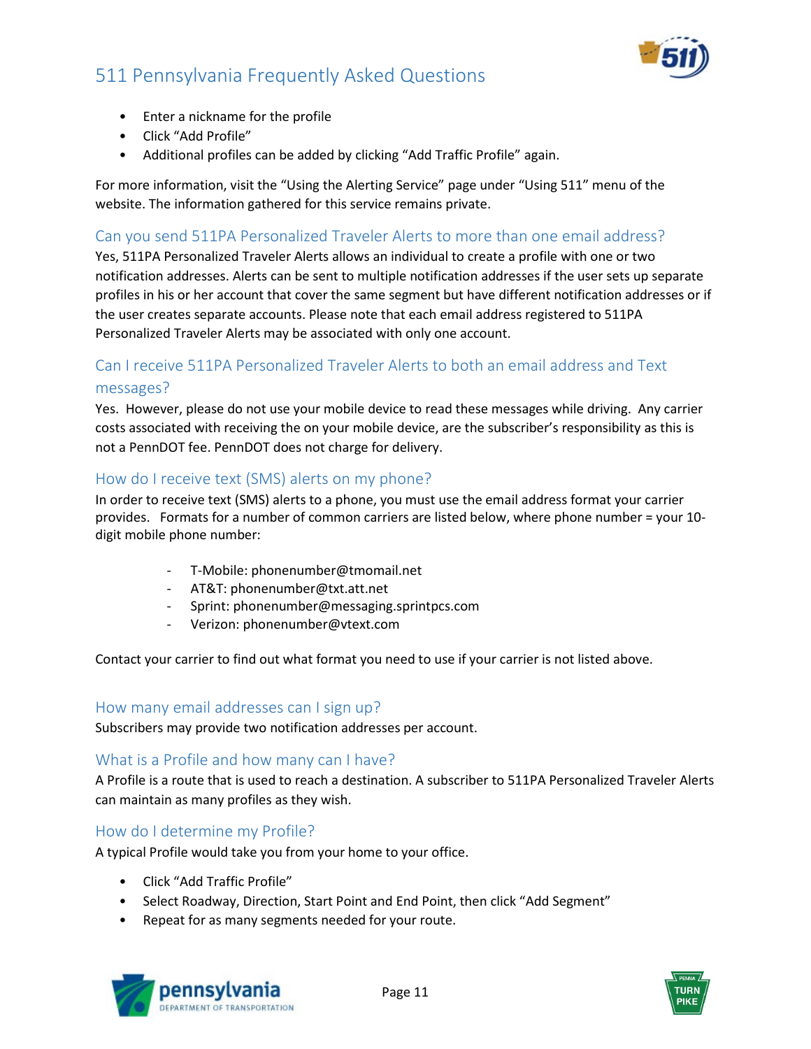- Enter a nickname for the profile
- Click “Add Profile”
- Additional profiles can be added by clicking “Add Traffic Profile” again.

For more information, visit the “Using the Alerting Service” page under “Using 511” menu of the website. The information gathered for this service remains private.

## Can you send 511PA Personalized Traveler Alerts to more than one email address?

Yes, 511PA Personalized Traveler Alerts allows an individual to create a profile with one or two notification addresses. Alerts can be sent to multiple notification addresses if the user sets up separate profiles in his or her account that cover the same segment but have different notification addresses or if the user creates separate accounts. Please note that each email address registered to 511PA Personalized Traveler Alerts may be associated with only one account.

## Can I receive 511PA Personalized Traveler Alerts to both an email address and Text messages?

Yes. However, please do not use your mobile device to read these messages while driving. Any carrier costs associated with receiving the on your mobile device, are the subscriber’s responsibility as this is not a PennDOT fee. PennDOT does not charge for delivery.

## How do I receive text (SMS) alerts on my phone?

In order to receive text (SMS) alerts to a phone, you must use the email address format your carrier provides. Formats for a number of common carriers are listed below, where phone number = your 10-digit mobile phone number:

- T-Mobile: phonenumber@tmomail.net
- AT&T: phonenumber@txt.att.net
- Sprint: phonenumber@messaging.sprintpcs.com
- Verizon: phonenumber@vtext.com

Contact your carrier to find out what format you need to use if your carrier is not listed above.

## How many email addresses can I sign up?

Subscribers may provide two notification addresses per account.

## What is a Profile and how many can I have?

A Profile is a route that is used to reach a destination. A subscriber to 511PA Personalized Traveler Alerts can maintain as many profiles as they wish.

## How do I determine my Profile?

A typical Profile would take you from your home to your office.

- Click “Add Traffic Profile”
- Select Roadway, Direction, Start Point and End Point, then click “Add Segment”
- Repeat for as many segments needed for your route.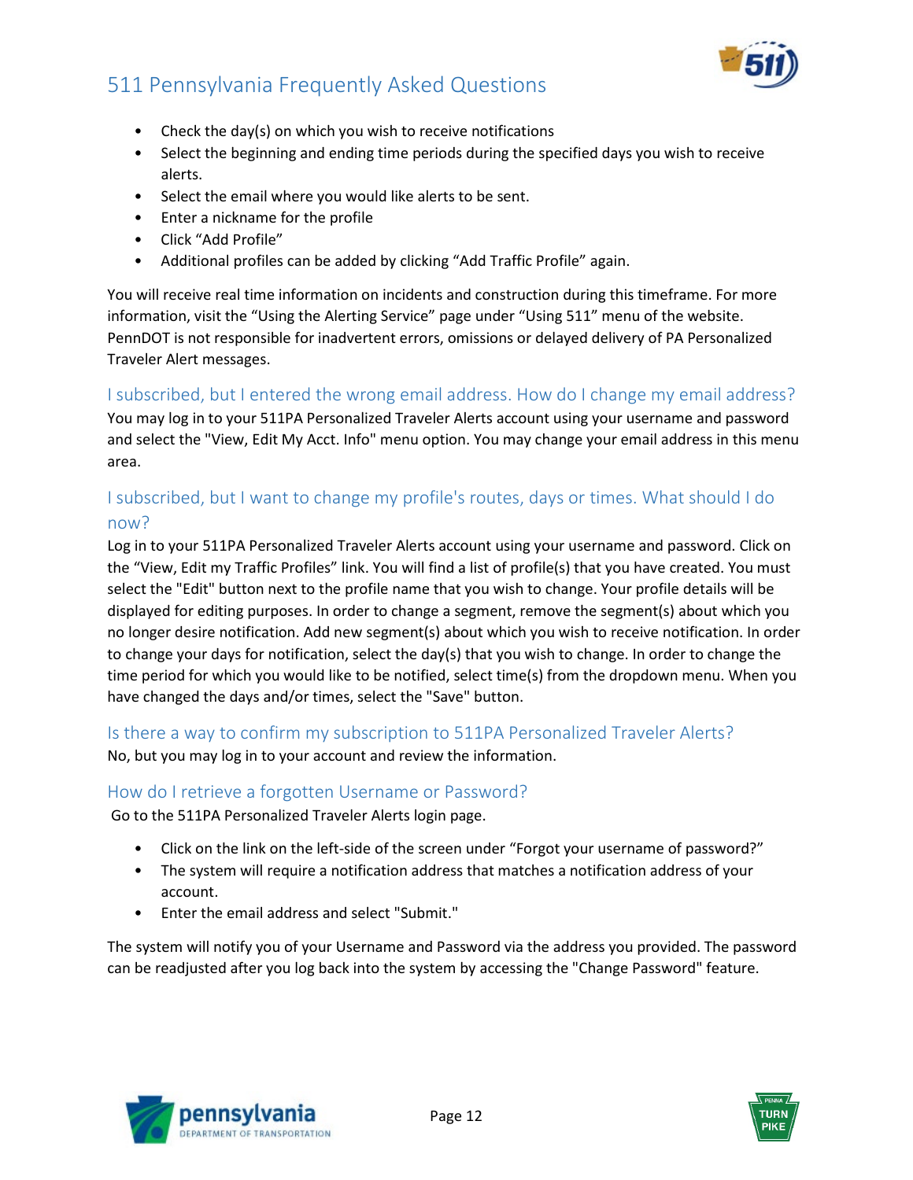- Check the day(s) on which you wish to receive notifications
- Select the beginning and ending time periods during the specified days you wish to receive alerts.
- Select the email where you would like alerts to be sent.
- Enter a nickname for the profile
- Click “Add Profile”
- Additional profiles can be added by clicking “Add Traffic Profile” again.

You will receive real time information on incidents and construction during this timeframe. For more information, visit the “Using the Alerting Service” page under “Using 511” menu of the website. PennDOT is not responsible for inadvertent errors, omissions or delayed delivery of PA Personalized Traveler Alert messages.

## I subscribed, but I entered the wrong email address. How do I change my email address?

You may log in to your 511PA Personalized Traveler Alerts account using your username and password and select the "View, Edit My Acct. Info" menu option. You may change your email address in this menu area.

## I subscribed, but I want to change my profile's routes, days or times. What should I do now?

Log in to your 511PA Personalized Traveler Alerts account using your username and password. Click on the “View, Edit my Traffic Profiles” link. You will find a list of profile(s) that you have created. You must select the "Edit" button next to the profile name that you wish to change. Your profile details will be displayed for editing purposes. In order to change a segment, remove the segment(s) about which you no longer desire notification. Add new segment(s) about which you wish to receive notification. In order to change your days for notification, select the day(s) that you wish to change. In order to change the time period for which you would like to be notified, select time(s) from the dropdown menu. When you have changed the days and/or times, select the "Save" button.

## Is there a way to confirm my subscription to 511PA Personalized Traveler Alerts?

No, but you may log in to your account and review the information.

## How do I retrieve a forgotten Username or Password?

Go to the 511PA Personalized Traveler Alerts login page.

- Click on the link on the left-side of the screen under “Forgot your username of password?”
- The system will require a notification address that matches a notification address of your account.
- Enter the email address and select "Submit."

The system will notify you of your Username and Password via the address you provided. The password can be readjusted after you log back into the system by accessing the "Change Password" feature.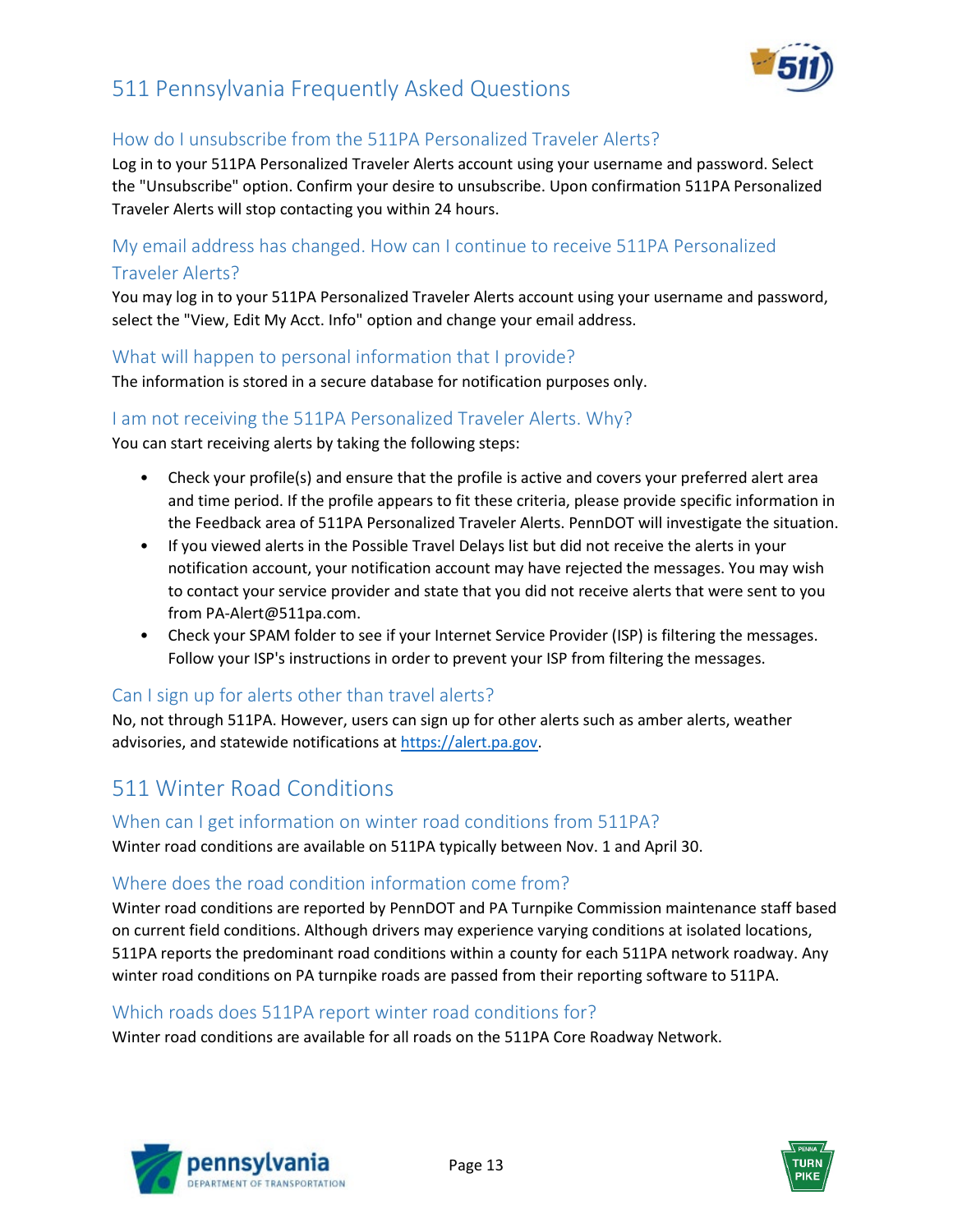# 511 Pennsylvania Frequently Asked Questions

## How do I unsubscribe from the 511PA Personalized Traveler Alerts?

Log in to your 511PA Personalized Traveler Alerts account using your username and password. Select the "Unsubscribe" option. Confirm your desire to unsubscribe. Upon confirmation 511PA Personalized Traveler Alerts will stop contacting you within 24 hours.

## My email address has changed. How can I continue to receive 511PA Personalized Traveler Alerts?

You may log in to your 511PA Personalized Traveler Alerts account using your username and password, select the "View, Edit My Acct. Info" option and change your email address.

## What will happen to personal information that I provide?

The information is stored in a secure database for notification purposes only.

## I am not receiving the 511PA Personalized Traveler Alerts. Why?

You can start receiving alerts by taking the following steps:

- Check your profile(s) and ensure that the profile is active and covers your preferred alert area and time period. If the profile appears to fit these criteria, please provide specific information in the Feedback area of 511PA Personalized Traveler Alerts. PennDOT will investigate the situation.
- If you viewed alerts in the Possible Travel Delays list but did not receive the alerts in your notification account, your notification account may have rejected the messages. You may wish to contact your service provider and state that you did not receive alerts that were sent to you from PA-Alert@511pa.com.
- Check your SPAM folder to see if your Internet Service Provider (ISP) is filtering the messages. Follow your ISP's instructions in order to prevent your ISP from filtering the messages.

## Can I sign up for alerts other than travel alerts?

No, not through 511PA. However, users can sign up for other alerts such as amber alerts, weather advisories, and statewide notifications at https://alert.pa.gov.

# 511 Winter Road Conditions

## When can I get information on winter road conditions from 511PA?

Winter road conditions are available on 511PA typically between Nov. 1 and April 30.

## Where does the road condition information come from?

Winter road conditions are reported by PennDOT and PA Turnpike Commission maintenance staff based on current field conditions. Although drivers may experience varying conditions at isolated locations, 511PA reports the predominant road conditions within a county for each 511PA network roadway. Any winter road conditions on PA turnpike roads are passed from their reporting software to 511PA.

## Which roads does 511PA report winter road conditions for?

Winter road conditions are available for all roads on the 511PA Core Roadway Network.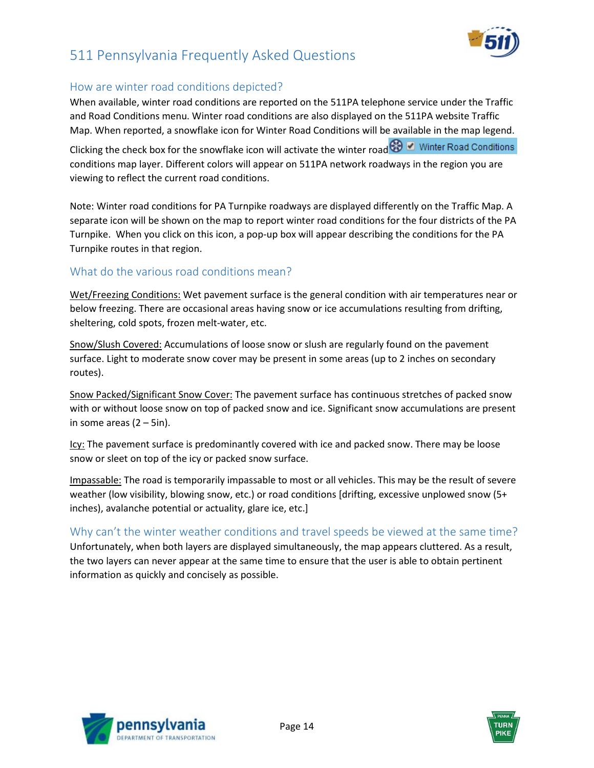## How are winter road conditions depicted?

When available, winter road conditions are reported on the 511PA telephone service under the Traffic and Road Conditions menu. Winter road conditions are also displayed on the 511PA website Traffic Map. When reported, a snowflake icon for Winter Road Conditions will be available in the map legend. Clicking the check box for the snowflake icon will activate the winter road conditions map layer. Different colors will appear on 511PA network roadways in the region you are viewing to reflect the current road conditions.

Note: Winter road conditions for PA Turnpike roadways are displayed differently on the Traffic Map. A separate icon will be shown on the map to report winter road conditions for the four districts of the PA Turnpike. When you click on this icon, a pop-up box will appear describing the conditions for the PA Turnpike routes in that region.

## What do the various road conditions mean?

Wet/Freezing Conditions: Wet pavement surface is the general condition with air temperatures near or below freezing. There are occasional areas having snow or ice accumulations resulting from drifting, sheltering, cold spots, frozen melt-water, etc.

Snow/Slush Covered: Accumulations of loose snow or slush are regularly found on the pavement surface. Light to moderate snow cover may be present in some areas (up to 2 inches on secondary routes).

Snow Packed/Significant Snow Cover: The pavement surface has continuous stretches of packed snow with or without loose snow on top of packed snow and ice. Significant snow accumulations are present in some areas (2 – 5in).

Icy: The pavement surface is predominantly covered with ice and packed snow. There may be loose snow or sleet on top of the icy or packed snow surface.

Impassable: The road is temporarily impassable to most or all vehicles. This may be the result of severe weather (low visibility, blowing snow, etc.) or road conditions [drifting, excessive unplowed snow (5+ inches), avalanche potential or actuality, glare ice, etc.]

## Why can't the winter weather conditions and travel speeds be viewed at the same time?

Unfortunately, when both layers are displayed simultaneously, the map appears cluttered. As a result, the two layers can never appear at the same time to ensure that the user is able to obtain pertinent information as quickly and concisely as possible.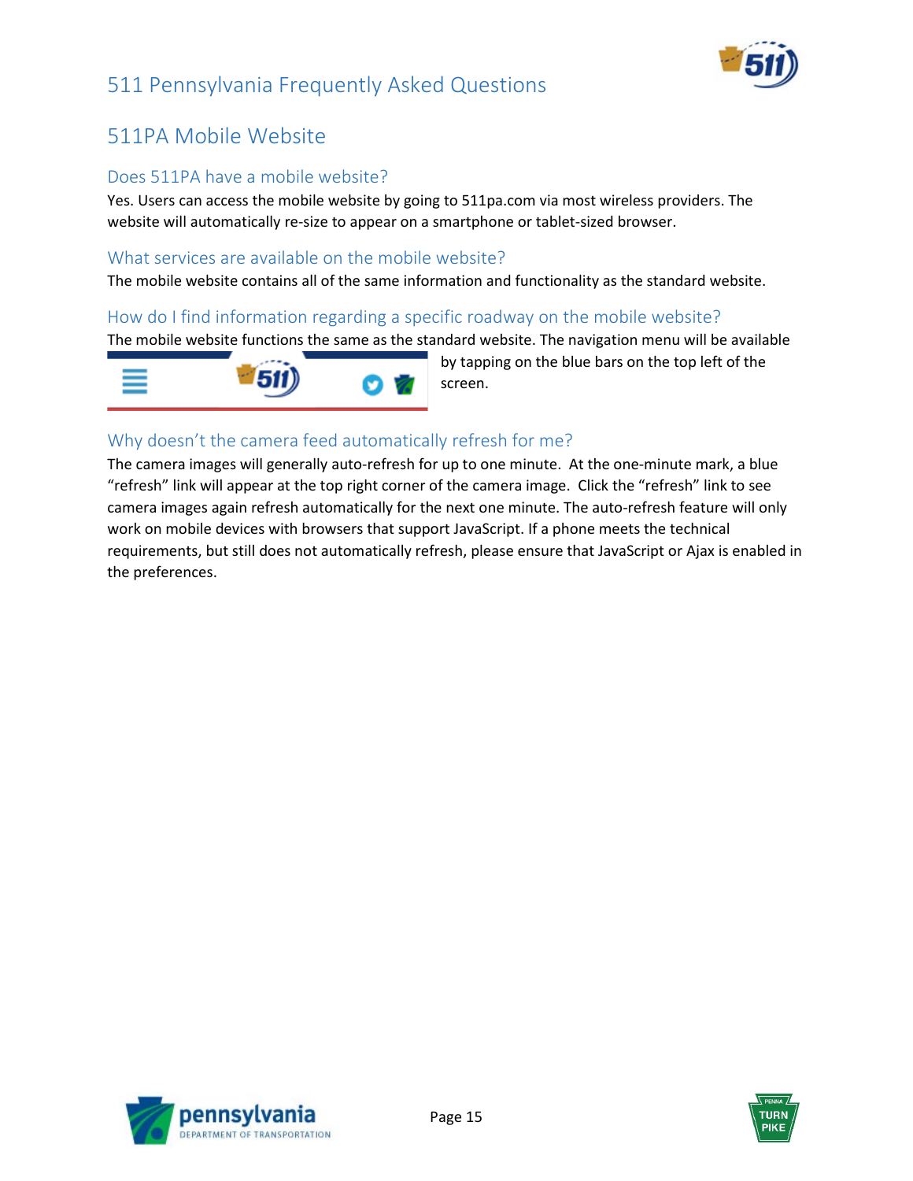## 511PA Mobile Website

### Does 511PA have a mobile website?

Yes. Users can access the mobile website by going to 511pa.com via most wireless providers. The website will automatically re-size to appear on a smartphone or tablet-sized browser.

### What services are available on the mobile website?

The mobile website contains all of the same information and functionality as the standard website.

### How do I find information regarding a specific roadway on the mobile website?

The mobile website functions the same as the standard website. The navigation menu will be available by tapping on the blue bars on the top left of the screen.

### Why doesn't the camera feed automatically refresh for me?

The camera images will generally auto-refresh for up to one minute. At the one-minute mark, a blue "refresh" link will appear at the top right corner of the camera image. Click the "refresh" link to see camera images again refresh automatically for the next one minute. The auto-refresh feature will only work on mobile devices with browsers that support JavaScript. If a phone meets the technical requirements, but still does not automatically refresh, please ensure that JavaScript or Ajax is enabled in the preferences.